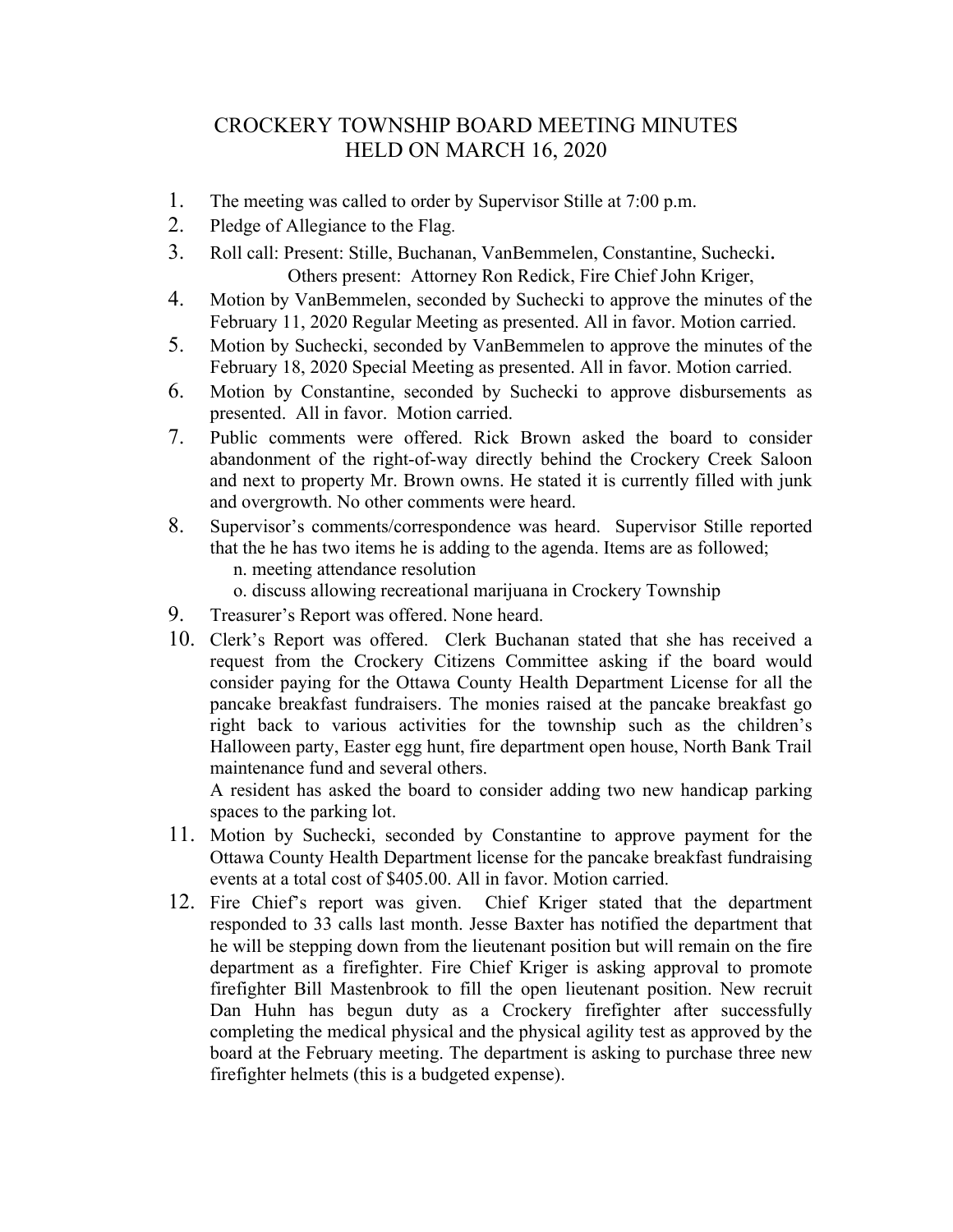# CROCKERY TOWNSHIP BOARD MEETING MINUTES
## HELD ON MARCH 16, 2020

1. The meeting was called to order by Supervisor Stille at 7:00 p.m.
2. Pledge of Allegiance to the Flag.
3. Roll call: Present: Stille, Buchanan, VanBemmelen, Constantine, Suchecki.
   Others present: Attorney Ron Redick, Fire Chief John Kriger,
4. Motion by VanBemmelen, seconded by Suchecki to approve the minutes of the February 11, 2020 Regular Meeting as presented. All in favor. Motion carried.
5. Motion by Suchecki, seconded by VanBemmelen to approve the minutes of the February 18, 2020 Special Meeting as presented. All in favor. Motion carried.
6. Motion by Constantine, seconded by Suchecki to approve disbursements as presented. All in favor. Motion carried.
7. Public comments were offered. Rick Brown asked the board to consider abandonment of the right-of-way directly behind the Crockery Creek Saloon and next to property Mr. Brown owns. He stated it is currently filled with junk and overgrowth. No other comments were heard.
8. Supervisor's comments/correspondence was heard. Supervisor Stille reported that the he has two items he is adding to the agenda. Items are as followed;
   n. meeting attendance resolution
   o. discuss allowing recreational marijuana in Crockery Township
9. Treasurer's Report was offered. None heard.
10. Clerk's Report was offered. Clerk Buchanan stated that she has received a request from the Crockery Citizens Committee asking if the board would consider paying for the Ottawa County Health Department License for all the pancake breakfast fundraisers. The monies raised at the pancake breakfast go right back to various activities for the township such as the children's Halloween party, Easter egg hunt, fire department open house, North Bank Trail maintenance fund and several others.
    A resident has asked the board to consider adding two new handicap parking spaces to the parking lot.
11. Motion by Suchecki, seconded by Constantine to approve payment for the Ottawa County Health Department license for the pancake breakfast fundraising events at a total cost of $405.00. All in favor. Motion carried.
12. Fire Chief's report was given. Chief Kriger stated that the department responded to 33 calls last month. Jesse Baxter has notified the department that he will be stepping down from the lieutenant position but will remain on the fire department as a firefighter. Fire Chief Kriger is asking approval to promote firefighter Bill Mastenbrook to fill the open lieutenant position. New recruit Dan Huhn has begun duty as a Crockery firefighter after successfully completing the medical physical and the physical agility test as approved by the board at the February meeting. The department is asking to purchase three new firefighter helmets (this is a budgeted expense).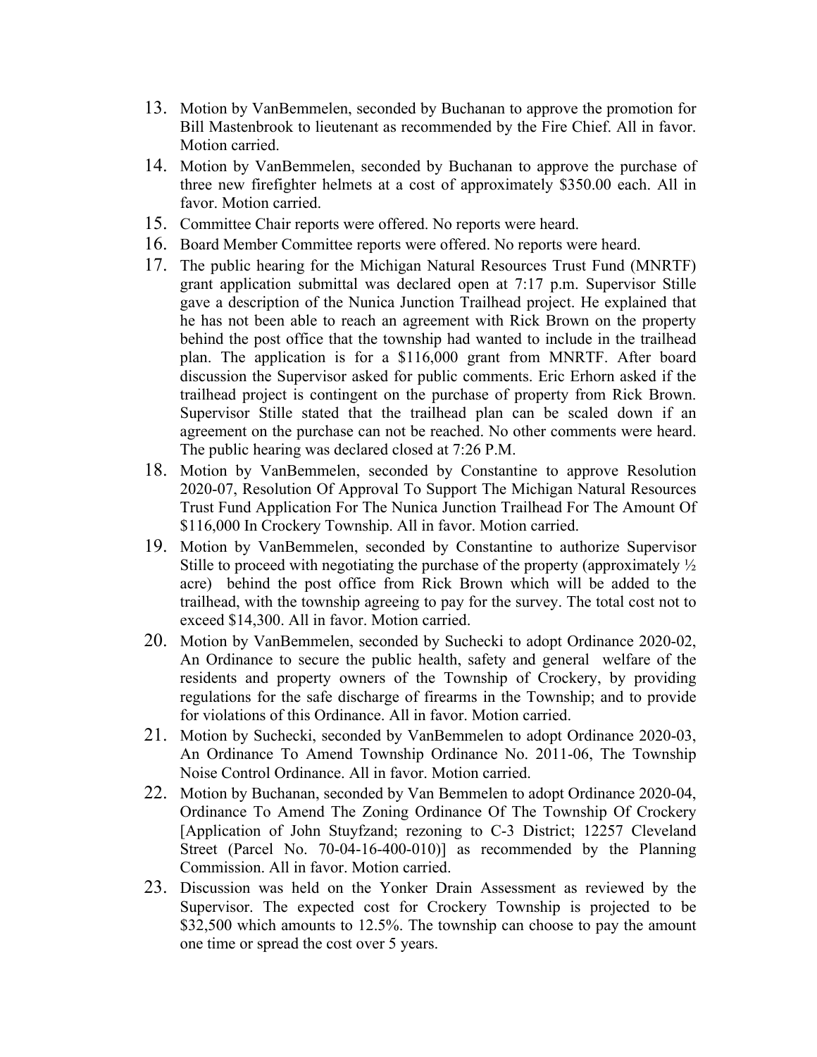13. Motion by VanBemmelen, seconded by Buchanan to approve the promotion for Bill Mastenbrook to lieutenant as recommended by the Fire Chief. All in favor. Motion carried.
14. Motion by VanBemmelen, seconded by Buchanan to approve the purchase of three new firefighter helmets at a cost of approximately $350.00 each. All in favor. Motion carried.
15. Committee Chair reports were offered. No reports were heard.
16. Board Member Committee reports were offered. No reports were heard.
17. The public hearing for the Michigan Natural Resources Trust Fund (MNRTF) grant application submittal was declared open at 7:17 p.m. Supervisor Stille gave a description of the Nunica Junction Trailhead project. He explained that he has not been able to reach an agreement with Rick Brown on the property behind the post office that the township had wanted to include in the trailhead plan. The application is for a $116,000 grant from MNRTF. After board discussion the Supervisor asked for public comments. Eric Erhorn asked if the trailhead project is contingent on the purchase of property from Rick Brown. Supervisor Stille stated that the trailhead plan can be scaled down if an agreement on the purchase can not be reached. No other comments were heard. The public hearing was declared closed at 7:26 P.M.
18. Motion by VanBemmelen, seconded by Constantine to approve Resolution 2020-07, Resolution Of Approval To Support The Michigan Natural Resources Trust Fund Application For The Nunica Junction Trailhead For The Amount Of $116,000 In Crockery Township. All in favor. Motion carried.
19. Motion by VanBemmelen, seconded by Constantine to authorize Supervisor Stille to proceed with negotiating the purchase of the property (approximately ½ acre) behind the post office from Rick Brown which will be added to the trailhead, with the township agreeing to pay for the survey. The total cost not to exceed $14,300. All in favor. Motion carried.
20. Motion by VanBemmelen, seconded by Suchecki to adopt Ordinance 2020-02, An Ordinance to secure the public health, safety and general welfare of the residents and property owners of the Township of Crockery, by providing regulations for the safe discharge of firearms in the Township; and to provide for violations of this Ordinance. All in favor. Motion carried.
21. Motion by Suchecki, seconded by VanBemmelen to adopt Ordinance 2020-03, An Ordinance To Amend Township Ordinance No. 2011-06, The Township Noise Control Ordinance. All in favor. Motion carried.
22. Motion by Buchanan, seconded by Van Bemmelen to adopt Ordinance 2020-04, Ordinance To Amend The Zoning Ordinance Of The Township Of Crockery [Application of John Stuyfzand; rezoning to C-3 District; 12257 Cleveland Street (Parcel No. 70-04-16-400-010)] as recommended by the Planning Commission. All in favor. Motion carried.
23. Discussion was held on the Yonker Drain Assessment as reviewed by the Supervisor. The expected cost for Crockery Township is projected to be $32,500 which amounts to 12.5%. The township can choose to pay the amount one time or spread the cost over 5 years.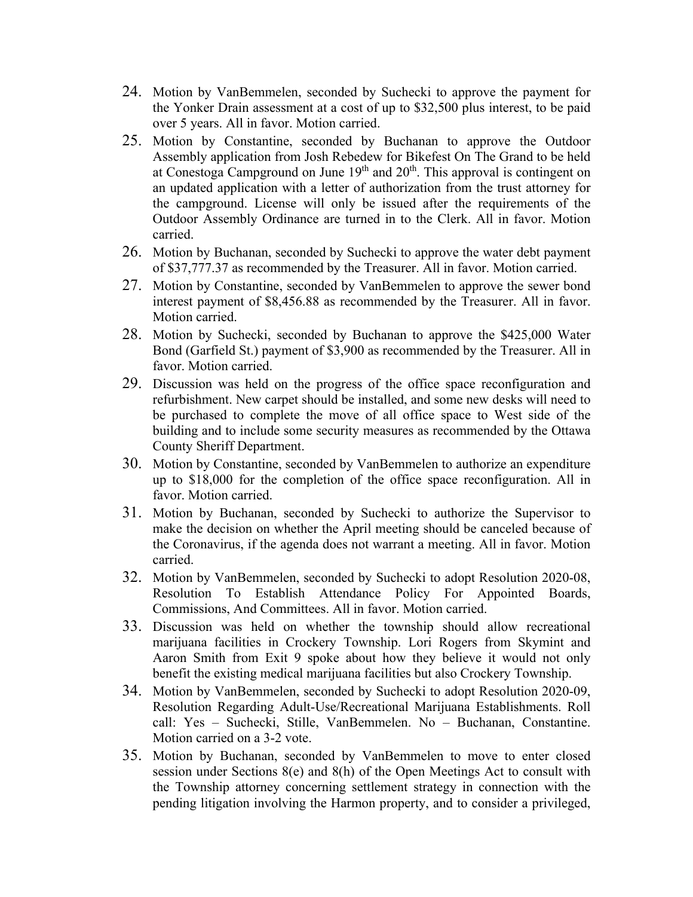24. Motion by VanBemmelen, seconded by Suchecki to approve the payment for the Yonker Drain assessment at a cost of up to $32,500 plus interest, to be paid over 5 years. All in favor. Motion carried.
25. Motion by Constantine, seconded by Buchanan to approve the Outdoor Assembly application from Josh Rebedew for Bikefest On The Grand to be held at Conestoga Campground on June 19th and 20th. This approval is contingent on an updated application with a letter of authorization from the trust attorney for the campground. License will only be issued after the requirements of the Outdoor Assembly Ordinance are turned in to the Clerk. All in favor. Motion carried.
26. Motion by Buchanan, seconded by Suchecki to approve the water debt payment of $37,777.37 as recommended by the Treasurer. All in favor. Motion carried.
27. Motion by Constantine, seconded by VanBemmelen to approve the sewer bond interest payment of $8,456.88 as recommended by the Treasurer. All in favor. Motion carried.
28. Motion by Suchecki, seconded by Buchanan to approve the $425,000 Water Bond (Garfield St.) payment of $3,900 as recommended by the Treasurer. All in favor. Motion carried.
29. Discussion was held on the progress of the office space reconfiguration and refurbishment. New carpet should be installed, and some new desks will need to be purchased to complete the move of all office space to West side of the building and to include some security measures as recommended by the Ottawa County Sheriff Department.
30. Motion by Constantine, seconded by VanBemmelen to authorize an expenditure up to $18,000 for the completion of the office space reconfiguration. All in favor. Motion carried.
31. Motion by Buchanan, seconded by Suchecki to authorize the Supervisor to make the decision on whether the April meeting should be canceled because of the Coronavirus, if the agenda does not warrant a meeting. All in favor. Motion carried.
32. Motion by VanBemmelen, seconded by Suchecki to adopt Resolution 2020-08, Resolution To Establish Attendance Policy For Appointed Boards, Commissions, And Committees. All in favor. Motion carried.
33. Discussion was held on whether the township should allow recreational marijuana facilities in Crockery Township. Lori Rogers from Skymint and Aaron Smith from Exit 9 spoke about how they believe it would not only benefit the existing medical marijuana facilities but also Crockery Township.
34. Motion by VanBemmelen, seconded by Suchecki to adopt Resolution 2020-09, Resolution Regarding Adult-Use/Recreational Marijuana Establishments. Roll call: Yes – Suchecki, Stille, VanBemmelen. No – Buchanan, Constantine. Motion carried on a 3-2 vote.
35. Motion by Buchanan, seconded by VanBemmelen to move to enter closed session under Sections 8(e) and 8(h) of the Open Meetings Act to consult with the Township attorney concerning settlement strategy in connection with the pending litigation involving the Harmon property, and to consider a privileged,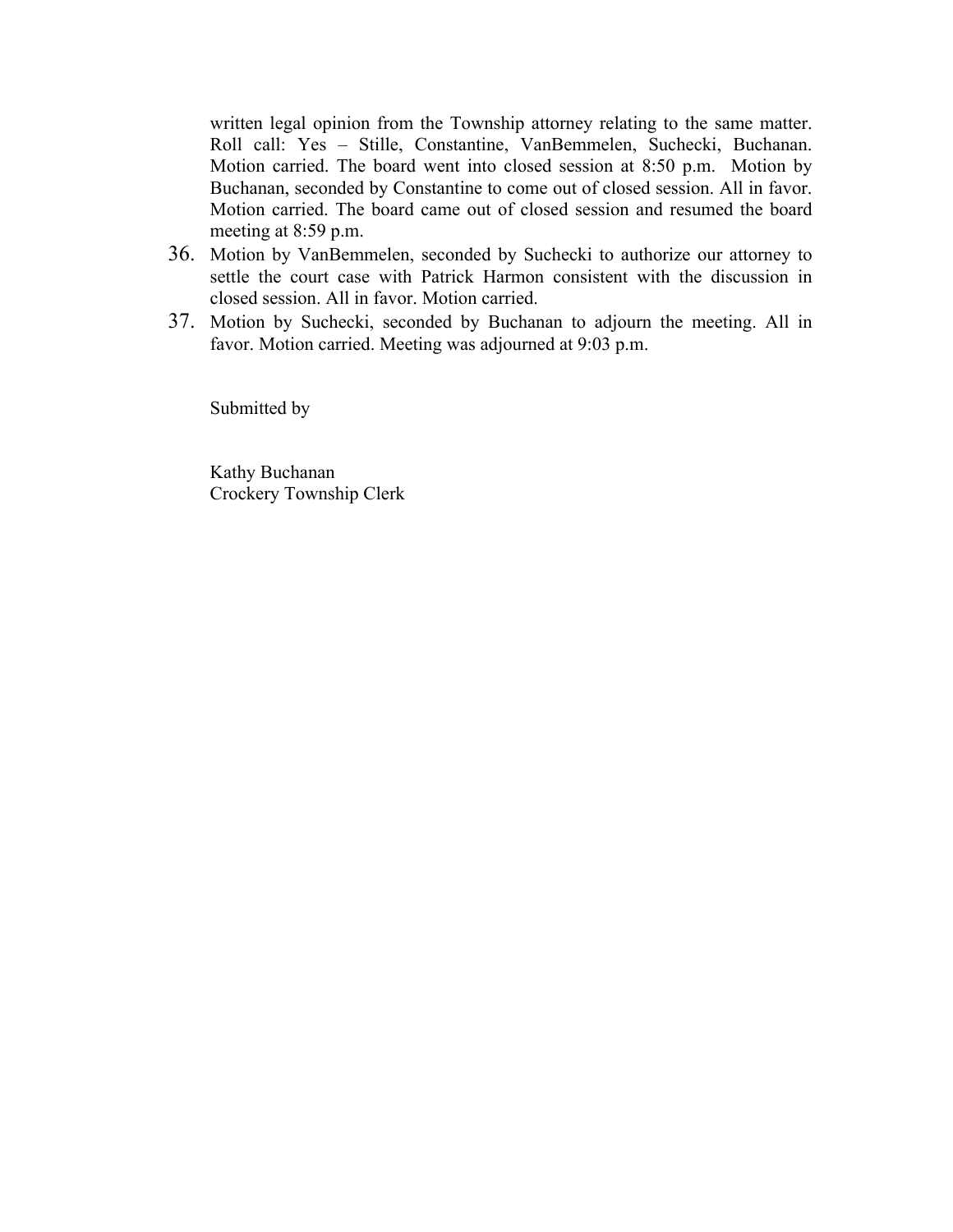written legal opinion from the Township attorney relating to the same matter. Roll call: Yes – Stille, Constantine, VanBemmelen, Suchecki, Buchanan. Motion carried. The board went into closed session at 8:50 p.m. Motion by Buchanan, seconded by Constantine to come out of closed session. All in favor. Motion carried. The board came out of closed session and resumed the board meeting at 8:59 p.m.

36. Motion by VanBemmelen, seconded by Suchecki to authorize our attorney to settle the court case with Patrick Harmon consistent with the discussion in closed session. All in favor. Motion carried.
37. Motion by Suchecki, seconded by Buchanan to adjourn the meeting. All in favor. Motion carried. Meeting was adjourned at 9:03 p.m.

Submitted by

Kathy Buchanan
Crockery Township Clerk